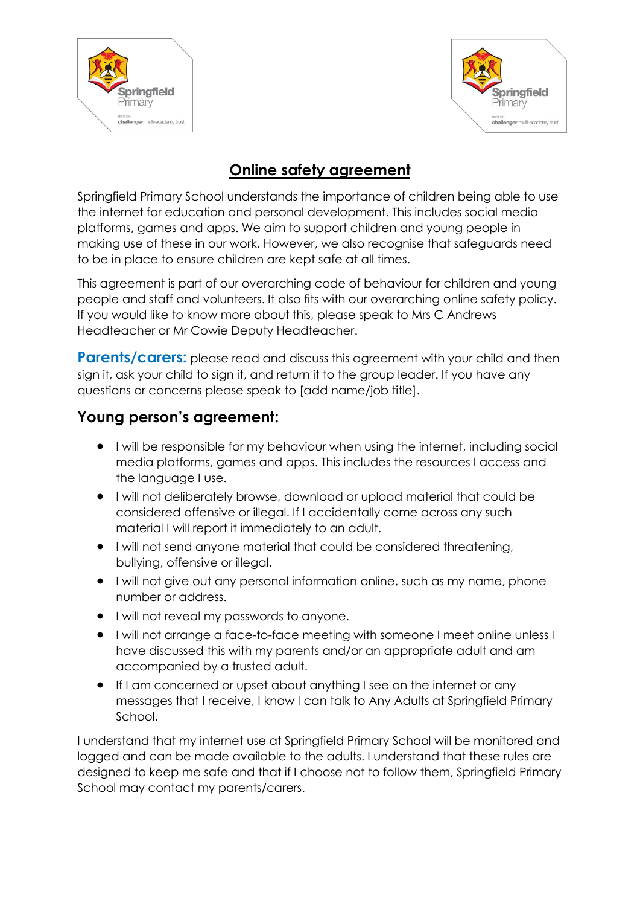# Online safety agreement

Springfield Primary School understands the importance of children being able to use the internet for education and personal development. This includes social media platforms, games and apps. We aim to support children and young people in making use of these in our work. However, we also recognise that safeguards need to be in place to ensure children are kept safe at all times.

This agreement is part of our overarching code of behaviour for children and young people and staff and volunteers. It also fits with our overarching online safety policy. If you would like to know more about this, please speak to Mrs C Andrews Headteacher or Mr Cowie Deputy Headteacher.

**Parents/carers:** please read and discuss this agreement with your child and then sign it, ask your child to sign it, and return it to the group leader. If you have any questions or concerns please speak to [add name/job title].

## Young person's agreement:

- I will be responsible for my behaviour when using the internet, including social media platforms, games and apps. This includes the resources I access and the language I use.
- I will not deliberately browse, download or upload material that could be considered offensive or illegal. If I accidentally come across any such material I will report it immediately to an adult.
- I will not send anyone material that could be considered threatening, bullying, offensive or illegal.
- I will not give out any personal information online, such as my name, phone number or address.
- I will not reveal my passwords to anyone.
- I will not arrange a face-to-face meeting with someone I meet online unless I have discussed this with my parents and/or an appropriate adult and am accompanied by a trusted adult.
- If I am concerned or upset about anything I see on the internet or any messages that I receive, I know I can talk to Any Adults at Springfield Primary School.

I understand that my internet use at Springfield Primary School will be monitored and logged and can be made available to the adults. I understand that these rules are designed to keep me safe and that if I choose not to follow them, Springfield Primary School may contact my parents/carers.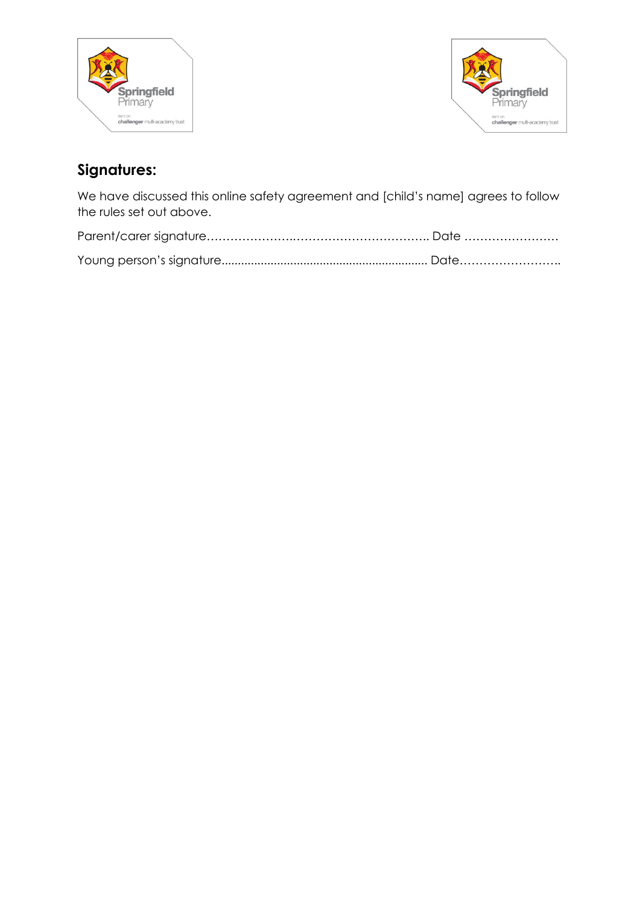## Signatures:

We have discussed this online safety agreement and [child's name] agrees to follow the rules set out above.

Parent/carer signature………………….…………………………….. Date ……………………

Young person's signature............................................................... Date……………………..